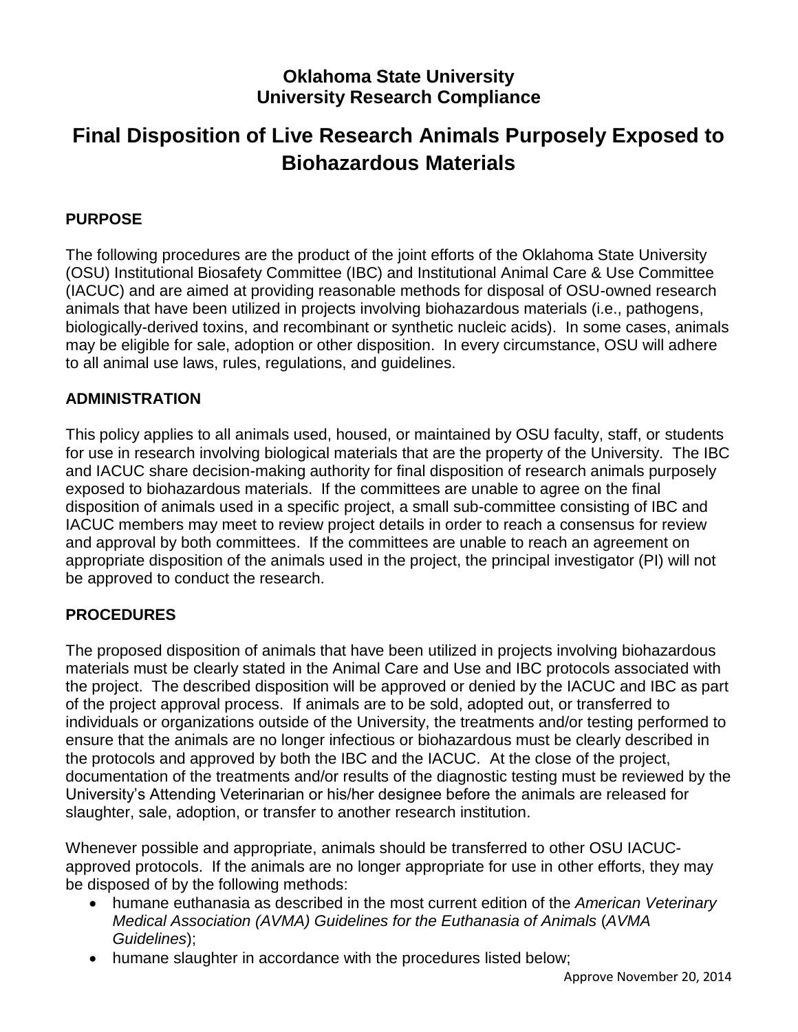**Oklahoma State University**
**University Research Compliance**

# Final Disposition of Live Research Animals Purposely Exposed to Biohazardous Materials

## PURPOSE

The following procedures are the product of the joint efforts of the Oklahoma State University (OSU) Institutional Biosafety Committee (IBC) and Institutional Animal Care & Use Committee (IACUC) and are aimed at providing reasonable methods for disposal of OSU-owned research animals that have been utilized in projects involving biohazardous materials (i.e., pathogens, biologically-derived toxins, and recombinant or synthetic nucleic acids). In some cases, animals may be eligible for sale, adoption or other disposition. In every circumstance, OSU will adhere to all animal use laws, rules, regulations, and guidelines.

## ADMINISTRATION

This policy applies to all animals used, housed, or maintained by OSU faculty, staff, or students for use in research involving biological materials that are the property of the University. The IBC and IACUC share decision-making authority for final disposition of research animals purposely exposed to biohazardous materials. If the committees are unable to agree on the final disposition of animals used in a specific project, a small sub-committee consisting of IBC and IACUC members may meet to review project details in order to reach a consensus for review and approval by both committees. If the committees are unable to reach an agreement on appropriate disposition of the animals used in the project, the principal investigator (PI) will not be approved to conduct the research.

## PROCEDURES

The proposed disposition of animals that have been utilized in projects involving biohazardous materials must be clearly stated in the Animal Care and Use and IBC protocols associated with the project. The described disposition will be approved or denied by the IACUC and IBC as part of the project approval process. If animals are to be sold, adopted out, or transferred to individuals or organizations outside of the University, the treatments and/or testing performed to ensure that the animals are no longer infectious or biohazardous must be clearly described in the protocols and approved by both the IBC and the IACUC. At the close of the project, documentation of the treatments and/or results of the diagnostic testing must be reviewed by the University's Attending Veterinarian or his/her designee before the animals are released for slaughter, sale, adoption, or transfer to another research institution.

Whenever possible and appropriate, animals should be transferred to other OSU IACUC-approved protocols. If the animals are no longer appropriate for use in other efforts, they may be disposed of by the following methods:

- humane euthanasia as described in the most current edition of the *American Veterinary Medical Association (AVMA) Guidelines for the Euthanasia of Animals* (*AVMA Guidelines*);
- humane slaughter in accordance with the procedures listed below;

Approve November 20, 2014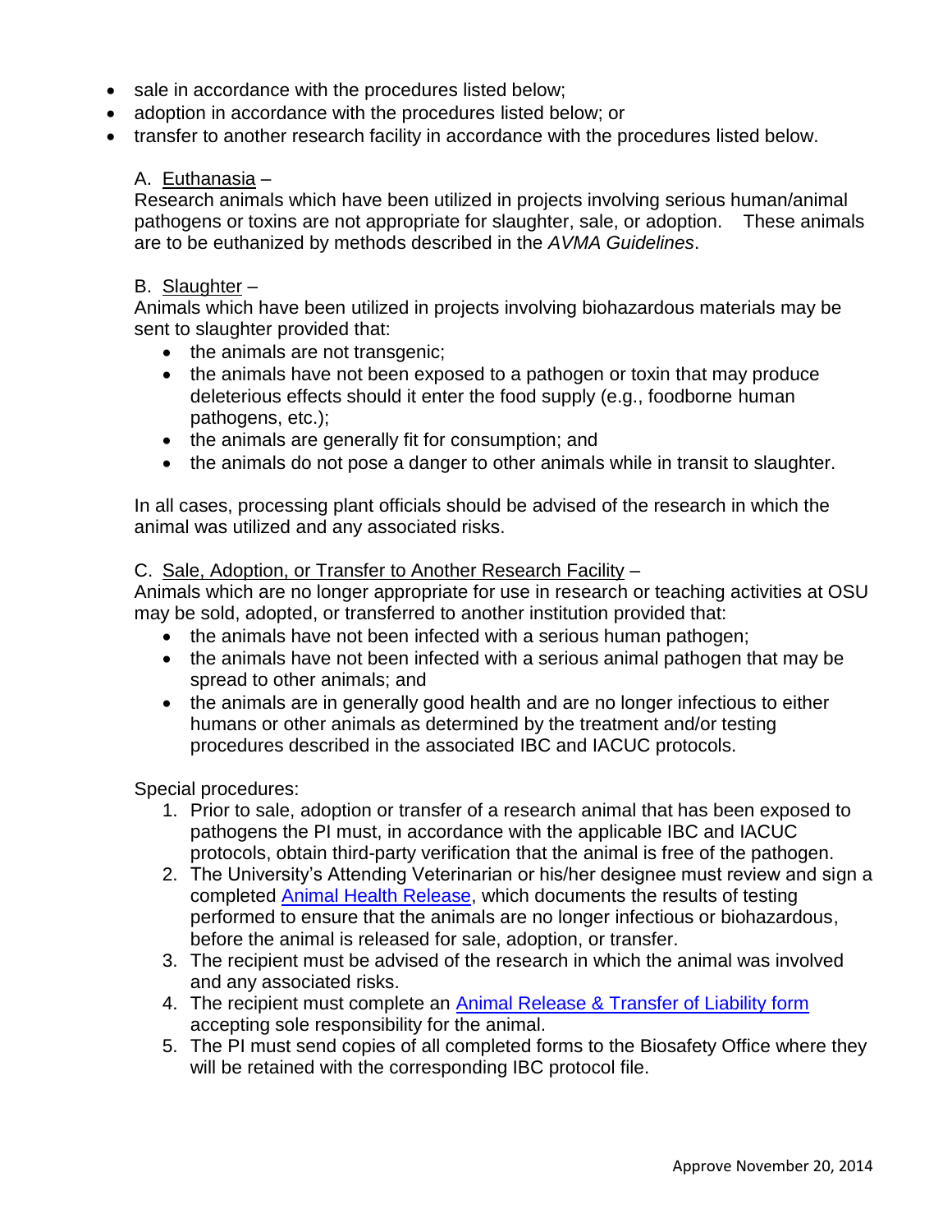- sale in accordance with the procedures listed below;
- adoption in accordance with the procedures listed below; or
- transfer to another research facility in accordance with the procedures listed below.

A. Euthanasia –
Research animals which have been utilized in projects involving serious human/animal pathogens or toxins are not appropriate for slaughter, sale, or adoption. These animals are to be euthanized by methods described in the *AVMA Guidelines*.

B. Slaughter –
Animals which have been utilized in projects involving biohazardous materials may be sent to slaughter provided that:

- the animals are not transgenic;
- the animals have not been exposed to a pathogen or toxin that may produce deleterious effects should it enter the food supply (e.g., foodborne human pathogens, etc.);
- the animals are generally fit for consumption; and
- the animals do not pose a danger to other animals while in transit to slaughter.

In all cases, processing plant officials should be advised of the research in which the animal was utilized and any associated risks.

C. Sale, Adoption, or Transfer to Another Research Facility –
Animals which are no longer appropriate for use in research or teaching activities at OSU may be sold, adopted, or transferred to another institution provided that:

- the animals have not been infected with a serious human pathogen;
- the animals have not been infected with a serious animal pathogen that may be spread to other animals; and
- the animals are in generally good health and are no longer infectious to either humans or other animals as determined by the treatment and/or testing procedures described in the associated IBC and IACUC protocols.

Special procedures:

1. Prior to sale, adoption or transfer of a research animal that has been exposed to pathogens the PI must, in accordance with the applicable IBC and IACUC protocols, obtain third-party verification that the animal is free of the pathogen.
2. The University's Attending Veterinarian or his/her designee must review and sign a completed Animal Health Release, which documents the results of testing performed to ensure that the animals are no longer infectious or biohazardous, before the animal is released for sale, adoption, or transfer.
3. The recipient must be advised of the research in which the animal was involved and any associated risks.
4. The recipient must complete an Animal Release & Transfer of Liability form accepting sole responsibility for the animal.
5. The PI must send copies of all completed forms to the Biosafety Office where they will be retained with the corresponding IBC protocol file.

Approve November 20, 2014